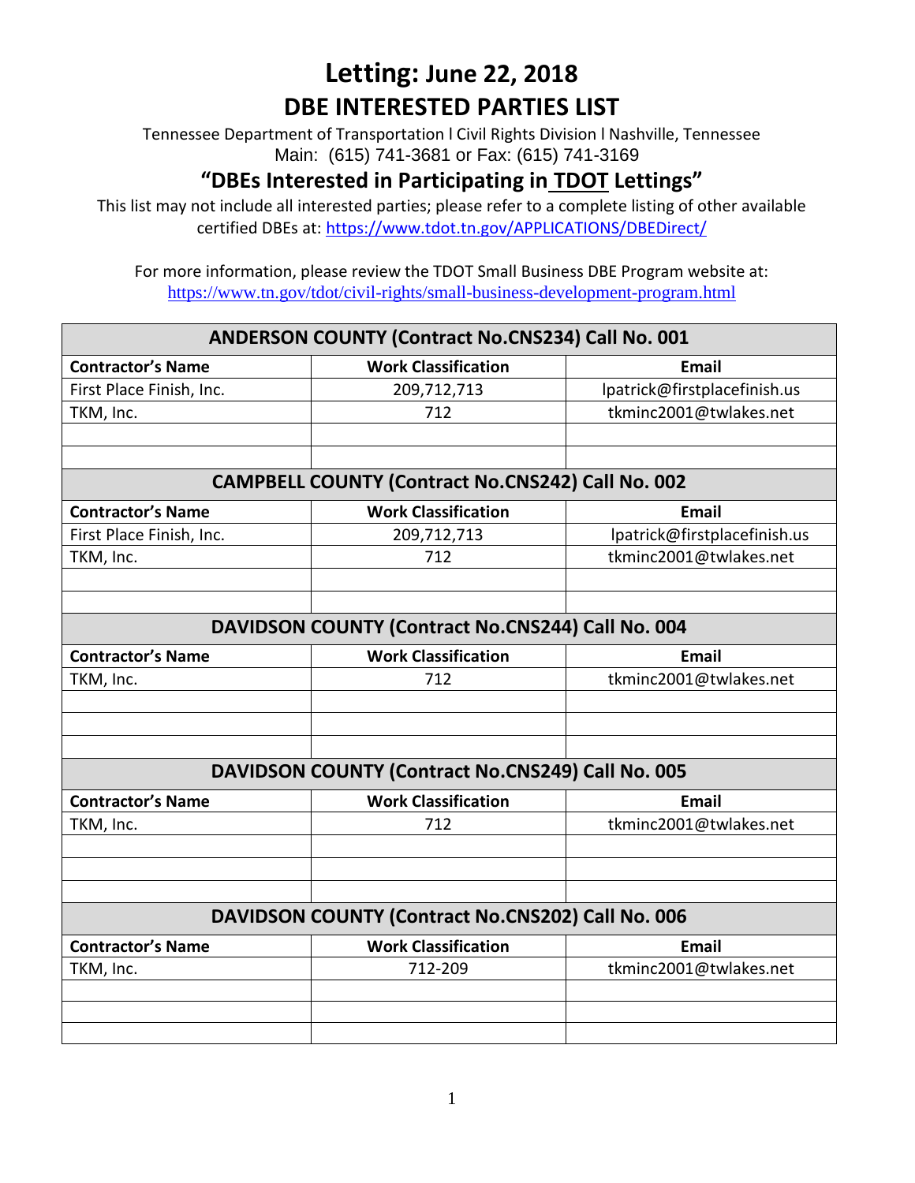# Letting: June 22, 2018

## DBE INTERESTED PARTIES LIST

Tennessee Department of Transportation l Civil Rights Division l Nashville, Tennessee
Main: (615) 741-3681 or Fax: (615) 741-3169

### "DBEs Interested in Participating in TDOT Lettings"

This list may not include all interested parties; please refer to a complete listing of other available certified DBEs at: https://www.tdot.tn.gov/APPLICATIONS/DBEDirect/

For more information, please review the TDOT Small Business DBE Program website at:
https://www.tn.gov/tdot/civil-rights/small-business-development-program.html

| ANDERSON COUNTY (Contract No.CNS234) Call No. 001 | | |
|---|---|---|
| **Contractor's Name** | **Work Classification** | **Email** |
| First Place Finish, Inc. | 209,712,713 | lpatrick@firstplacefinish.us |
| TKM, Inc. | 712 | tkminc2001@twlakes.net |
| | | |
| | | |

| CAMPBELL COUNTY (Contract No.CNS242) Call No. 002 | | |
|---|---|---|
| **Contractor's Name** | **Work Classification** | **Email** |
| First Place Finish, Inc. | 209,712,713 | lpatrick@firstplacefinish.us |
| TKM, Inc. | 712 | tkminc2001@twlakes.net |
| | | |
| | | |

| DAVIDSON COUNTY (Contract No.CNS244) Call No. 004 | | |
|---|---|---|
| **Contractor's Name** | **Work Classification** | **Email** |
| TKM, Inc. | 712 | tkminc2001@twlakes.net |
| | | |
| | | |
| | | |

| DAVIDSON COUNTY (Contract No.CNS249) Call No. 005 | | |
|---|---|---|
| **Contractor's Name** | **Work Classification** | **Email** |
| TKM, Inc. | 712 | tkminc2001@twlakes.net |
| | | |
| | | |
| | | |

| DAVIDSON COUNTY (Contract No.CNS202) Call No. 006 | | |
|---|---|---|
| **Contractor's Name** | **Work Classification** | **Email** |
| TKM, Inc. | 712-209 | tkminc2001@twlakes.net |
| | | |
| | | |
| | | |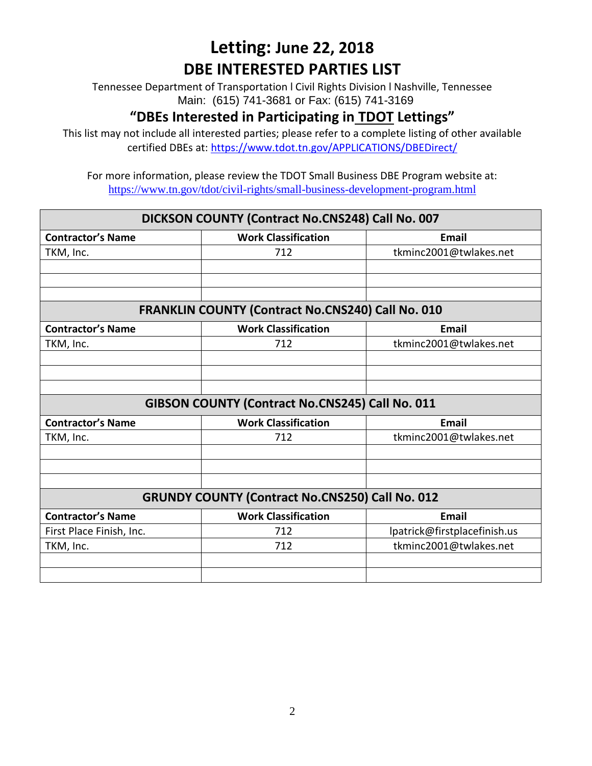# Letting: June 22, 2018

## DBE INTERESTED PARTIES LIST

Tennessee Department of Transportation l Civil Rights Division l Nashville, Tennessee
Main: (615) 741-3681 or Fax: (615) 741-3169

### "DBEs Interested in Participating in TDOT Lettings"

This list may not include all interested parties; please refer to a complete listing of other available certified DBEs at: https://www.tdot.tn.gov/APPLICATIONS/DBEDirect/

For more information, please review the TDOT Small Business DBE Program website at:
https://www.tn.gov/tdot/civil-rights/small-business-development-program.html

| DICKSON COUNTY (Contract No.CNS248) Call No. 007 | | |
|---|---|---|
| **Contractor's Name** | **Work Classification** | **Email** |
| TKM, Inc. | 712 | tkminc2001@twlakes.net |
| | | |
| | | |
| | | |

| FRANKLIN COUNTY (Contract No.CNS240) Call No. 010 | | |
|---|---|---|
| **Contractor's Name** | **Work Classification** | **Email** |
| TKM, Inc. | 712 | tkminc2001@twlakes.net |
| | | |
| | | |
| | | |

| GIBSON COUNTY (Contract No.CNS245) Call No. 011 | | |
|---|---|---|
| **Contractor's Name** | **Work Classification** | **Email** |
| TKM, Inc. | 712 | tkminc2001@twlakes.net |
| | | |
| | | |
| | | |

| GRUNDY COUNTY (Contract No.CNS250) Call No. 012 | | |
|---|---|---|
| **Contractor's Name** | **Work Classification** | **Email** |
| First Place Finish, Inc. | 712 | lpatrick@firstplacefinish.us |
| TKM, Inc. | 712 | tkminc2001@twlakes.net |
| | | |
| | | |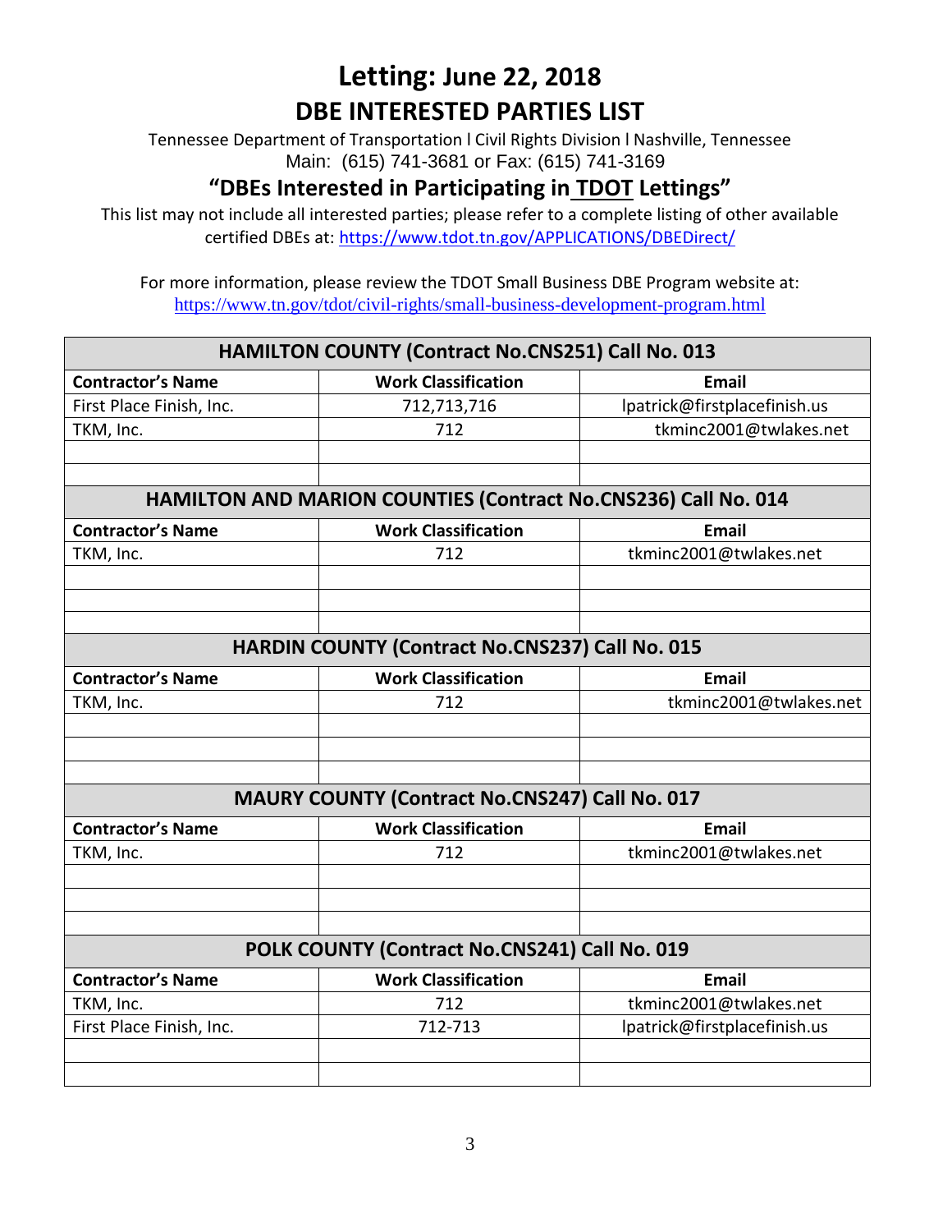# Letting: June 22, 2018

## DBE INTERESTED PARTIES LIST

Tennessee Department of Transportation l Civil Rights Division l Nashville, Tennessee
Main: (615) 741-3681 or Fax: (615) 741-3169

## "DBEs Interested in Participating in TDOT Lettings"

This list may not include all interested parties; please refer to a complete listing of other available certified DBEs at: https://www.tdot.tn.gov/APPLICATIONS/DBEDirect/

For more information, please review the TDOT Small Business DBE Program website at: https://www.tn.gov/tdot/civil-rights/small-business-development-program.html

| HAMILTON COUNTY (Contract No.CNS251) Call No. 013 | | |
|---|---|---|
| **Contractor's Name** | **Work Classification** | **Email** |
| First Place Finish, Inc. | 712,713,716 | lpatrick@firstplacefinish.us |
| TKM, Inc. | 712 | tkminc2001@twlakes.net |
| | | |
| | | |

| HAMILTON AND MARION COUNTIES (Contract No.CNS236) Call No. 014 | | |
|---|---|---|
| **Contractor's Name** | **Work Classification** | **Email** |
| TKM, Inc. | 712 | tkminc2001@twlakes.net |
| | | |
| | | |
| | | |

| HARDIN COUNTY (Contract No.CNS237) Call No. 015 | | |
|---|---|---|
| **Contractor's Name** | **Work Classification** | **Email** |
| TKM, Inc. | 712 | tkminc2001@twlakes.net |
| | | |
| | | |
| | | |

| MAURY COUNTY (Contract No.CNS247) Call No. 017 | | |
|---|---|---|
| **Contractor's Name** | **Work Classification** | **Email** |
| TKM, Inc. | 712 | tkminc2001@twlakes.net |
| | | |
| | | |
| | | |

| POLK COUNTY (Contract No.CNS241) Call No. 019 | | |
|---|---|---|
| **Contractor's Name** | **Work Classification** | **Email** |
| TKM, Inc. | 712 | tkminc2001@twlakes.net |
| First Place Finish, Inc. | 712-713 | lpatrick@firstplacefinish.us |
| | | |
| | | |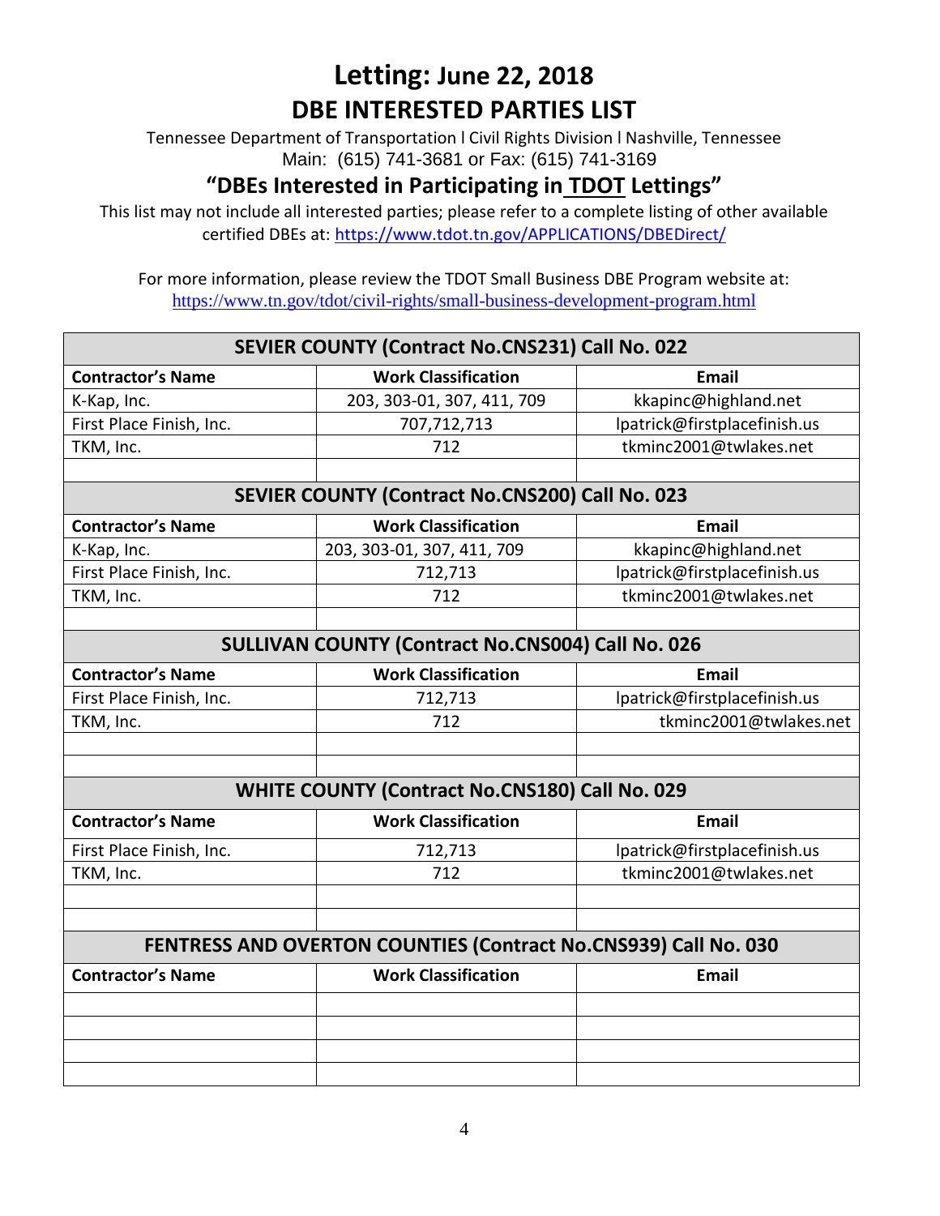# Letting: June 22, 2018

## DBE INTERESTED PARTIES LIST

Tennessee Department of Transportation l Civil Rights Division l Nashville, Tennessee
Main: (615) 741-3681 or Fax: (615) 741-3169

### "DBEs Interested in Participating in TDOT Lettings"

This list may not include all interested parties; please refer to a complete listing of other available certified DBEs at: https://www.tdot.tn.gov/APPLICATIONS/DBEDirect/

For more information, please review the TDOT Small Business DBE Program website at:
https://www.tn.gov/tdot/civil-rights/small-business-development-program.html

| SEVIER COUNTY (Contract No.CNS231) Call No. 022 | | |
|---|---|---|
| **Contractor's Name** | **Work Classification** | **Email** |
| K-Kap, Inc. | 203, 303-01, 307, 411, 709 | kkapinc@highland.net |
| First Place Finish, Inc. | 707,712,713 | lpatrick@firstplacefinish.us |
| TKM, Inc. | 712 | tkminc2001@twlakes.net |
| | | |

| SEVIER COUNTY (Contract No.CNS200) Call No. 023 | | |
|---|---|---|
| **Contractor's Name** | **Work Classification** | **Email** |
| K-Kap, Inc. | 203, 303-01, 307, 411, 709 | kkapinc@highland.net |
| First Place Finish, Inc. | 712,713 | lpatrick@firstplacefinish.us |
| TKM, Inc. | 712 | tkminc2001@twlakes.net |
| | | |

| SULLIVAN COUNTY (Contract No.CNS004) Call No. 026 | | |
|---|---|---|
| **Contractor's Name** | **Work Classification** | **Email** |
| First Place Finish, Inc. | 712,713 | lpatrick@firstplacefinish.us |
| TKM, Inc. | 712 | tkminc2001@twlakes.net |
| | | |
| | | |

| WHITE COUNTY (Contract No.CNS180) Call No. 029 | | |
|---|---|---|
| **Contractor's Name** | **Work Classification** | **Email** |
| First Place Finish, Inc. | 712,713 | lpatrick@firstplacefinish.us |
| TKM, Inc. | 712 | tkminc2001@twlakes.net |
| | | |
| | | |

| FENTRESS AND OVERTON COUNTIES (Contract No.CNS939) Call No. 030 | | |
|---|---|---|
| **Contractor's Name** | **Work Classification** | **Email** |
| | | |
| | | |
| | | |
| | | |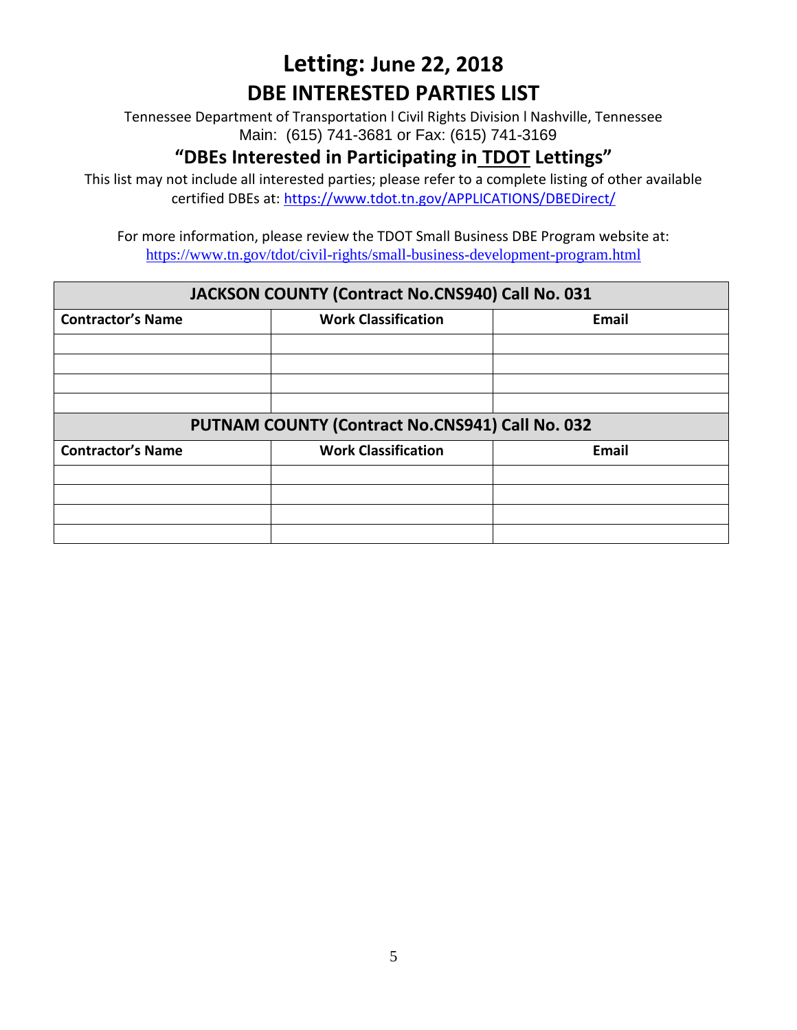# Letting: June 22, 2018

## DBE INTERESTED PARTIES LIST

Tennessee Department of Transportation l Civil Rights Division l Nashville, Tennessee
Main: (615) 741-3681 or Fax: (615) 741-3169

### "DBEs Interested in Participating in TDOT Lettings"

This list may not include all interested parties; please refer to a complete listing of other available certified DBEs at: https://www.tdot.tn.gov/APPLICATIONS/DBEDirect/

For more information, please review the TDOT Small Business DBE Program website at: https://www.tn.gov/tdot/civil-rights/small-business-development-program.html

| JACKSON COUNTY (Contract No.CNS940) Call No. 031 | | |
|---|---|---|
| **Contractor's Name** | **Work Classification** | **Email** |
| | | |
| | | |
| | | |
| | | |

| PUTNAM COUNTY (Contract No.CNS941) Call No. 032 | | |
|---|---|---|
| **Contractor's Name** | **Work Classification** | **Email** |
| | | |
| | | |
| | | |
| | | |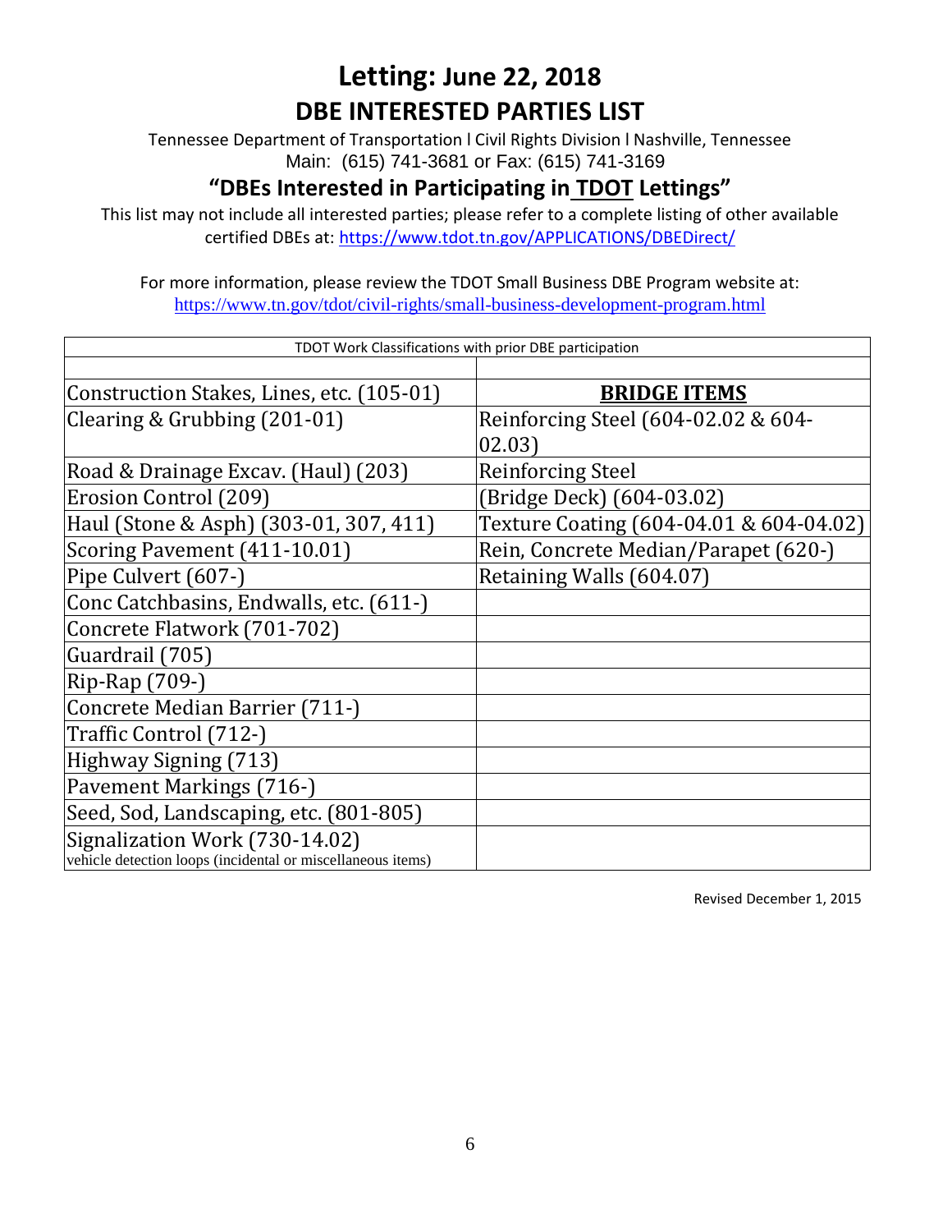# Letting: June 22, 2018

## DBE INTERESTED PARTIES LIST

Tennessee Department of Transportation l Civil Rights Division l Nashville, Tennessee
Main: (615) 741-3681 or Fax: (615) 741-3169

### "DBEs Interested in Participating in TDOT Lettings"

This list may not include all interested parties; please refer to a complete listing of other available certified DBEs at: https://www.tdot.tn.gov/APPLICATIONS/DBEDirect/

For more information, please review the TDOT Small Business DBE Program website at:
https://www.tn.gov/tdot/civil-rights/small-business-development-program.html

| TDOT Work Classifications with prior DBE participation | |
|---|---|
| | |
| Construction Stakes, Lines, etc. (105-01) | **BRIDGE ITEMS** |
| Clearing & Grubbing (201-01) | Reinforcing Steel (604-02.02 & 604-02.03) |
| Road & Drainage Excav. (Haul) (203) | Reinforcing Steel |
| Erosion Control (209) | (Bridge Deck) (604-03.02) |
| Haul (Stone & Asph) (303-01, 307, 411) | Texture Coating (604-04.01 & 604-04.02) |
| Scoring Pavement (411-10.01) | Rein, Concrete Median/Parapet (620-) |
| Pipe Culvert (607-) | Retaining Walls (604.07) |
| Conc Catchbasins, Endwalls, etc. (611-) | |
| Concrete Flatwork (701-702) | |
| Guardrail (705) | |
| Rip-Rap (709-) | |
| Concrete Median Barrier (711-) | |
| Traffic Control (712-) | |
| Highway Signing (713) | |
| Pavement Markings (716-) | |
| Seed, Sod, Landscaping, etc. (801-805) | |
| Signalization Work (730-14.02) vehicle detection loops (incidental or miscellaneous items) | |

Revised December 1, 2015